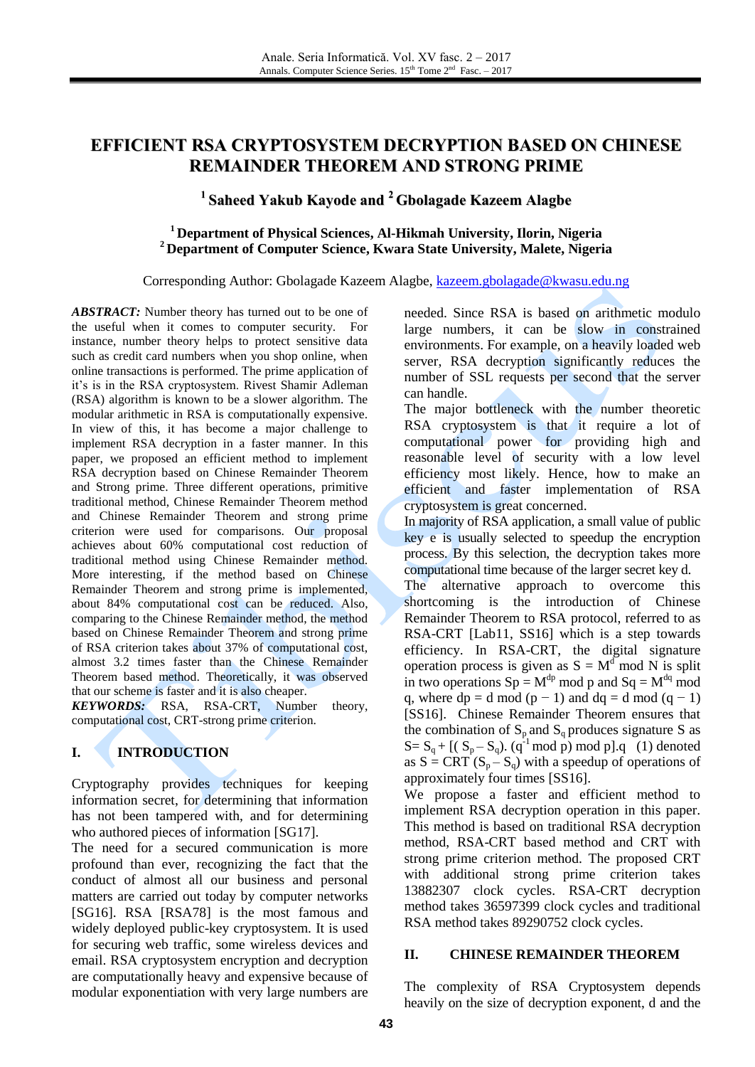# EFFICIENT RSA CRYPTOSYSTEM DECRYPTION BASED ON CHINESE REMAINDER THEOREM AND STRONG PRIME

**[1] Saheed Yakub Kayode and [2] Gbolagade Kazeem Alagbe**

**[1] Department of Physical Sciences, Al-Hikmah University, Ilorin, Nigeria**
**[2] Department of Computer Science, Kwara State University, Malete, Nigeria**

Corresponding Author: Gbolagade Kazeem Alagbe, kazeem.gbolagade@kwasu.edu.ng

***ABSTRACT:*** Number theory has turned out to be one of the useful when it comes to computer security. For instance, number theory helps to protect sensitive data such as credit card numbers when you shop online, when online transactions is performed. The prime application of it's is in the RSA cryptosystem. Rivest Shamir Adleman (RSA) algorithm is known to be a slower algorithm. The modular arithmetic in RSA is computationally expensive. In view of this, it has become a major challenge to implement RSA decryption in a faster manner. In this paper, we proposed an efficient method to implement RSA decryption based on Chinese Remainder Theorem and Strong prime. Three different operations, primitive traditional method, Chinese Remainder Theorem method and Chinese Remainder Theorem and strong prime criterion were used for comparisons. Our proposal achieves about 60% computational cost reduction of traditional method using Chinese Remainder method. More interesting, if the method based on Chinese Remainder Theorem and strong prime is implemented, about 84% computational cost can be reduced. Also, comparing to the Chinese Remainder method, the method based on Chinese Remainder Theorem and strong prime of RSA criterion takes about 37% of computational cost, almost 3.2 times faster than the Chinese Remainder Theorem based method. Theoretically, it was observed that our scheme is faster and it is also cheaper.

***KEYWORDS:*** RSA, RSA-CRT, Number theory, computational cost, CRT-strong prime criterion.

## I. INTRODUCTION

Cryptography provides techniques for keeping information secret, for determining that information has not been tampered with, and for determining who authored pieces of information [SG17].

The need for a secured communication is more profound than ever, recognizing the fact that the conduct of almost all our business and personal matters are carried out today by computer networks [SG16]. RSA [RSA78] is the most famous and widely deployed public-key cryptosystem. It is used for securing web traffic, some wireless devices and email. RSA cryptosystem encryption and decryption are computationally heavy and expensive because of modular exponentiation with very large numbers are needed. Since RSA is based on arithmetic modulo large numbers, it can be slow in constrained environments. For example, on a heavily loaded web server, RSA decryption significantly reduces the number of SSL requests per second that the server can handle.

The major bottleneck with the number theoretic RSA cryptosystem is that it require a lot of computational power for providing high and reasonable level of security with a low level efficiency most likely. Hence, how to make an efficient and faster implementation of RSA cryptosystem is great concerned.

In majority of RSA application, a small value of public key e is usually selected to speedup the encryption process. By this selection, the decryption takes more computational time because of the larger secret key d.

The alternative approach to overcome this shortcoming is the introduction of Chinese Remainder Theorem to RSA protocol, referred to as RSA-CRT [Lab11, SS16] which is a step towards efficiency. In RSA-CRT, the digital signature operation process is given as $S = M^d \bmod N$ is split in two operations $S_p = M^{dp} \bmod p$ and $S_q = M^{dq} \bmod q$, where $dp = d \bmod (p - 1)$ and $dq = d \bmod (q - 1)$ [SS16]. Chinese Remainder Theorem ensures that the combination of $S_p$ and $S_q$ produces signature S as $S = S_q + [(S_p - S_q).(q^{-1} \bmod p) \bmod p].q$ (1) denoted as $S = \text{CRT}(S_p - S_q)$ with a speedup of operations of approximately four times [SS16].

We propose a faster and efficient method to implement RSA decryption operation in this paper. This method is based on traditional RSA decryption method, RSA-CRT based method and CRT with strong prime criterion method. The proposed CRT with additional strong prime criterion takes 13882307 clock cycles. RSA-CRT decryption method takes 36597399 clock cycles and traditional RSA method takes 89290752 clock cycles.

## II. CHINESE REMAINDER THEOREM

The complexity of RSA Cryptosystem depends heavily on the size of decryption exponent, d and the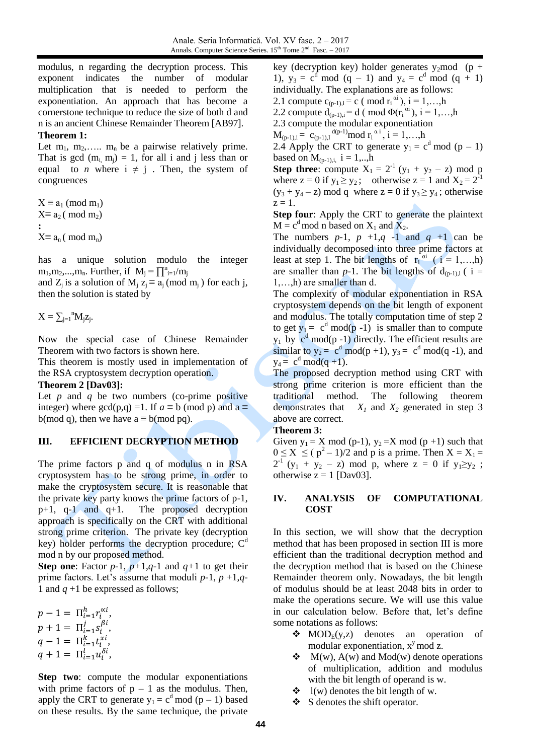modulus, n regarding the decryption process. This exponent indicates the number of modular multiplication that is needed to perform the exponentiation. An approach that has become a cornerstone technique to reduce the size of both d and n is an ancient Chinese Remainder Theorem [AB97].

**Theorem 1:**

Let $m_1, m_2, \ldots, m_n$ be a pairwise relatively prime. That is gcd $(m_i, m_j) = 1$, for all i and j less than or equal to *n* where $i \neq j$. Then, the system of congruences

$$X \equiv a_1 \pmod{m_1}$$
$$X \equiv a_2 \pmod{m_2}$$
$$\vdots$$
$$X \equiv a_n \pmod{m_n}$$

has a unique solution modulo the integer $m_1, m_2, \ldots, m_n$. Further, if $M_j = \prod_{i=1}^{n} /m_j$ and $Z_j$ is a solution of $M_j z_j \equiv a_j \pmod{m_j}$ for each j, then the solution is stated by

$$X = \sum_{j=1}^{n} M_j z_j.$$

Now the special case of Chinese Remainder Theorem with two factors is shown here.

This theorem is mostly used in implementation of the RSA cryptosystem decryption operation.

**Theorem 2 [Dav03]:**

Let *p* and *q* be two numbers (co-prime positive integer) where gcd(p,q) =1. If $a \equiv b \pmod{p}$ and $a \equiv b \pmod{q}$, then we have $a \equiv b \pmod{pq}$.

## III. EFFICIENT DECRYPTION METHOD

The prime factors p and q of modulus n in RSA cryptosystem has to be strong prime, in order to make the cryptosystem secure. It is reasonable that the private key party knows the prime factors of p-1, p+1, q-1 and q+1. The proposed decryption approach is specifically on the CRT with additional strong prime criterion. The private key (decryption key) holder performs the decryption procedure; $C^d$ mod n by our proposed method.

**Step one**: Factor *p*-1, *p*+1,*q*-1 and *q*+1 to get their prime factors. Let's assume that moduli *p*-1, *p* +1,*q*-1 and *q* +1 be expressed as follows;

$$p - 1 = \Pi_{i=1}^{h} r_i^{\alpha i},$$
$$p + 1 = \Pi_{i=1}^{j} s_i^{\beta i},$$
$$q - 1 = \Pi_{i=1}^{k} t_i^{x i},$$
$$q + 1 = \Pi_{i=1}^{l} u_i^{\delta i},$$

**Step two**: compute the modular exponentiations with prime factors of p – 1 as the modulus. Then, apply the CRT to generate $y_1 = c^d \bmod (p-1)$ based on these results. By the same technique, the private key (decryption key) holder generates $y_2 \bmod (p+1)$, $y_3 = c^d \bmod (q-1)$ and $y_4 = c^d \bmod (q+1)$ individually. The explanations are as follows:

2.1 compute $c_{(p-1),i} = c \,(\bmod\ r_i^{\alpha i})$, i = 1,…,h

2.2 compute $d_{(p-1),i} = d \,(\bmod\ \Phi(r_i^{\alpha i})$, i = 1,…,h

2.3 compute the modular exponentiation $M_{(p-1),i} = c_{(p-1),I}^{\,d(p-1)} \bmod r_i^{\alpha i}$, i = 1,…,h

2.4 Apply the CRT to generate $y_1 = c^d \bmod (p-1)$ based on $M_{(p-1),i}$, i = 1,..,h

**Step three**: compute $X_1 = 2^{-1}(y_1 + y_2 - z) \bmod p$ where z = 0 if $y_1 \geq y_2$; otherwise z = 1 and $X_2 = 2^{-1}(y_3 + y_4 - z) \bmod q$ where z = 0 if $y_3 \geq y_4$; otherwise z = 1.

**Step four**: Apply the CRT to generate the plaintext $M = c^d \bmod n$ based on $X_1$ and $X_2$.

The numbers *p*-1, *p* +1,*q* -1 and *q* +1 can be individually decomposed into three prime factors at least at step 1. The bit lengths of $r_i^{\alpha i}$ (i = 1,…,h) are smaller than *p*-1. The bit lengths of $d_{(p-1),i}$ (i = 1,…,h) are smaller than d.

The complexity of modular exponentiation in RSA cryptosystem depends on the bit length of exponent and modulus. The totally computation time of step 2 to get $y_1 = c^d \bmod (p-1)$ is smaller than to compute $y_1$ by $c^d \bmod (p-1)$ directly. The efficient results are similar to $y_2 = c^d \bmod (p+1)$, $y_3 = c^d \bmod (q-1)$, and $y_4 = c^d \bmod (q+1)$.

The proposed decryption method using CRT with strong prime criterion is more efficient than the traditional method. The following theorem demonstrates that $X_1$ and $X_2$ generated in step 3 above are correct.

**Theorem 3:**

Given $y_1 = X \bmod (p-1)$, $y_2 = X \bmod (p+1)$ such that $0 \leq X \leq (p^2 - 1)/2$ and p is a prime. Then $X = X_1 = 2^{-1}(y_1 + y_2 - z) \bmod p$, where z = 0 if $y_1 \geq y_2$; otherwise z = 1 [Dav03].

## IV. ANALYSIS OF COMPUTATIONAL COST

In this section, we will show that the decryption method that has been proposed in section III is more efficient than the traditional decryption method and the decryption method that is based on the Chinese Remainder theorem only. Nowadays, the bit length of modulus should be at least 2048 bits in order to make the operations secure. We will use this value in our calculation below. Before that, let's define some notations as follows:

- $MOD_E(y,z)$ denotes an operation of modular exponentiation, $x^y \bmod z$.
- M(w), A(w) and Mod(w) denote operations of multiplication, addition and modulus with the bit length of operand is w.
- l(w) denotes the bit length of w.
- S denotes the shift operator.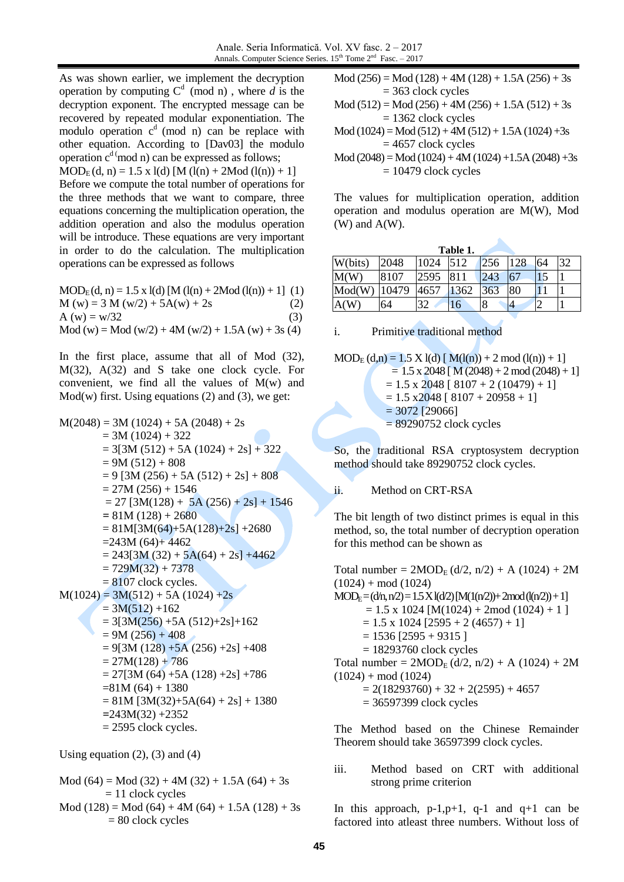As was shown earlier, we implement the decryption operation by computing $C^d$ (mod n) , where *d* is the decryption exponent. The encrypted message can be recovered by repeated modular exponentiation. The modulo operation $c^d$ (mod n) can be replace with other equation. According to [Dav03] the modulo operation $c^d$(mod n) can be expressed as follows;

$MOD_E$ (d, n) = 1.5 x l(d) [M (l(n) + 2Mod (l(n)) + 1]

Before we compute the total number of operations for the three methods that we want to compare, three equations concerning the multiplication operation, the addition operation and also the modulus operation will be introduce. These equations are very important in order to do the calculation. The multiplication operations can be expressed as follows

$$MOD_E(d, n) = 1.5 \times l(d) [M (l(n) + 2Mod (l(n)) + 1] \quad (1)$$

$$M (w) = 3 M (w/2) + 5A(w) + 2s \quad (2)$$

$$A (w) = w/32 \quad (3)$$

$$Mod (w) = Mod (w/2) + 4M (w/2) + 1.5A (w) + 3s \quad (4)$$

In the first place, assume that all of Mod (32), M(32), A(32) and S take one clock cycle. For convenient, we find all the values of M(w) and Mod(w) first. Using equations (2) and (3), we get:

M(2048) = 3M (1024) + 5A (2048) + 2s
= 3M (1024) + 322
= 3[3M (512) + 5A (1024) + 2s] + 322
= 9M (512) + 808
= 9 [3M (256) + 5A (512) + 2s] + 808
= 27M (256) + 1546
= 27 [3M(128) + 5A (256) + 2s] + 1546
= 81M (128) + 2680
= 81M[3M(64)+5A(128)+2s] +2680
=243M (64)+ 4462
= 243[3M (32) + 5A(64) + 2s] +4462
= 729M(32) + 7378
= 8107 clock cycles.

M(1024) = 3M(512) + 5A (1024) +2s
= 3M(512) +162
= 3[3M(256) +5A (512)+2s]+162
= 9M (256) + 408
= 9[3M (128) +5A (256) +2s] +408
= 27M(128) + 786
= 27[3M (64) +5A (128) +2s] +786
=81M (64) + 1380
= 81M [3M(32)+5A(64) + 2s] + 1380
=243M(32) +2352
= 2595 clock cycles.

Using equation (2), (3) and (4)

Mod (64) = Mod (32) + 4M (32) + 1.5A (64) + 3s
= 11 clock cycles

Mod (128) = Mod (64) + 4M (64) + 1.5A (128) + 3s
= 80 clock cycles

Mod (256) = Mod (128) + 4M (128) + 1.5A (256) + 3s
= 363 clock cycles

Mod (512) = Mod (256) + 4M (256) + 1.5A (512) + 3s
= 1362 clock cycles

Mod (1024) = Mod (512) + 4M (512) + 1.5A (1024) +3s
= 4657 clock cycles

Mod (2048) = Mod (1024) + 4M (1024) +1.5A (2048) +3s
= 10479 clock cycles

The values for multiplication operation, addition operation and modulus operation are M(W), Mod (W) and A(W).

**Table 1.**

| W(bits) | 2048 | 1024 | 512 | 256 | 128 | 64 | 32 |
|---|---|---|---|---|---|---|---|
| M(W) | 8107 | 2595 | 811 | 243 | 67 | 15 | 1 |
| Mod(W) | 10479 | 4657 | 1362 | 363 | 80 | 11 | 1 |
| A(W) | 64 | 32 | 16 | 8 | 4 | 2 | 1 |

i. Primitive traditional method

$MOD_E$ (d,n) = 1.5 X l(d) [ M(l(n)) + 2 mod (l(n)) + 1]
= 1.5 x 2048 [ M (2048) + 2 mod (2048) + 1]
= 1.5 x 2048 [ 8107 + 2 (10479) + 1]
= 1.5 x2048 [ 8107 + 20958 + 1]
= 3072 [29066]
= 89290752 clock cycles

So, the traditional RSA cryptosystem decryption method should take 89290752 clock cycles.

ii. Method on CRT-RSA

The bit length of two distinct primes is equal in this method, so, the total number of decryption operation for this method can be shown as

Total number = $2MOD_E$ (d/2, n/2) + A (1024) + 2M (1024) + mod (1024)

$MOD_E$ = (d/n, n/2) = 1.5 X l(d/2) [M(1(n/2))+ 2mod (l(n/2)) + 1]
= 1.5 x 1024 [M(1024) + 2mod (1024) + 1 ]
= 1.5 x 1024 [2595 + 2 (4657) + 1]
= 1536 [2595 + 9315 ]
= 18293760 clock cycles

Total number = $2MOD_E$ (d/2, n/2) + A (1024) + 2M (1024) + mod (1024)
= 2(18293760) + 32 + 2(2595) + 4657
= 36597399 clock cycles

The Method based on the Chinese Remainder Theorem should take 36597399 clock cycles.

iii. Method based on CRT with additional strong prime criterion

In this approach, p-1,p+1, q-1 and q+1 can be factored into atleast three numbers. Without loss of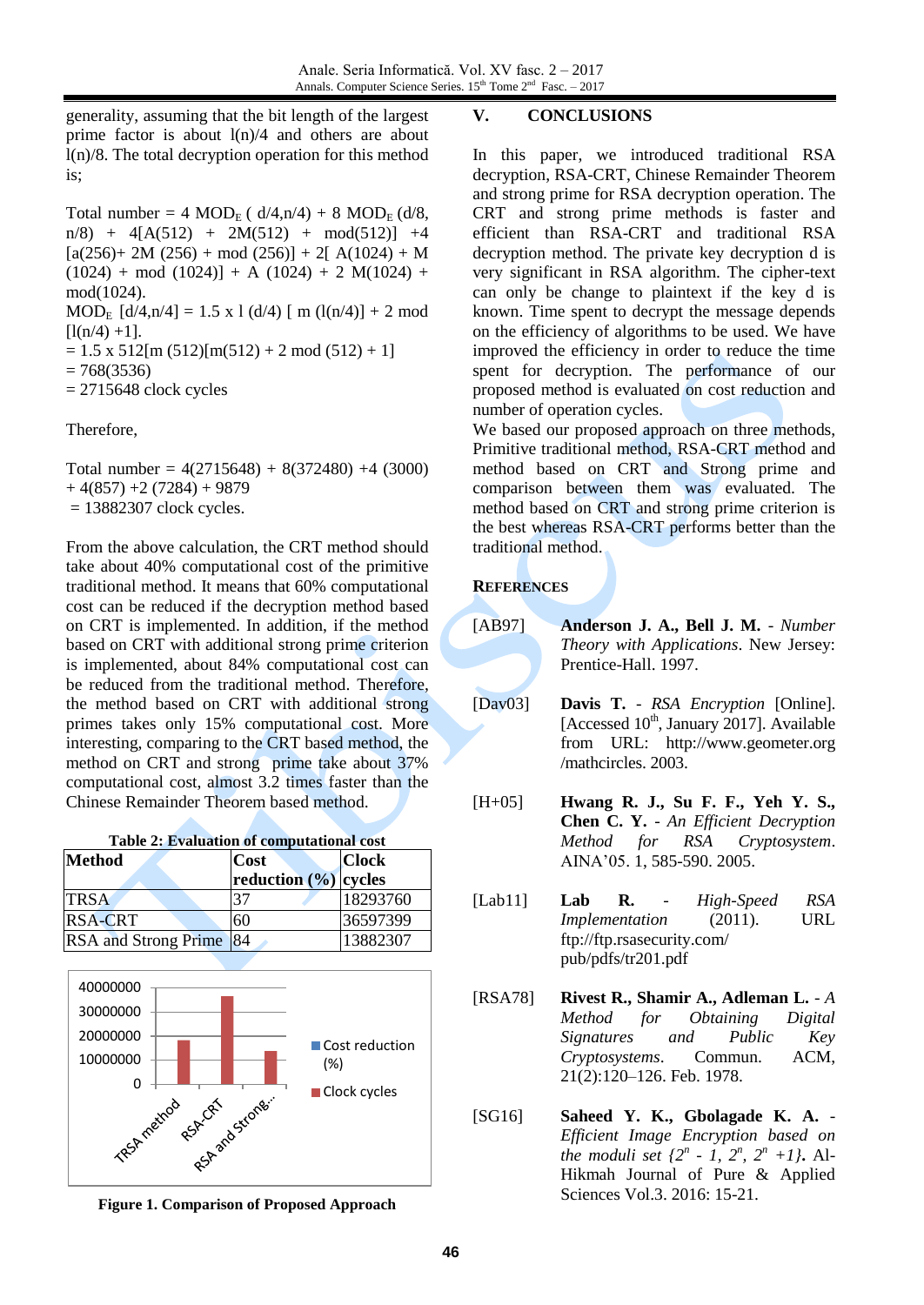generality, assuming that the bit length of the largest prime factor is about l(n)/4 and others are about l(n)/8. The total decryption operation for this method is;

Total number = 4 $MOD_E$ ( d/4,n/4) + 8 $MOD_E$ (d/8, n/8) + 4[A(512) + 2M(512) + mod(512)] +4 [a(256)+ 2M (256) + mod (256)] + 2[ A(1024) + M (1024) + mod (1024)] + A (1024) + 2 M(1024) + mod(1024).

$MOD_E$ [d/4,n/4] = 1.5 x l (d/4) [ m (l(n/4)] + 2 mod [l(n/4) +1].

= 1.5 x 512[m (512)[m(512) + 2 mod (512) + 1]

= 768(3536)

= 2715648 clock cycles

Therefore,

Total number = 4(2715648) + 8(372480) +4 (3000) + 4(857) +2 (7284) + 9879

= 13882307 clock cycles.

From the above calculation, the CRT method should take about 40% computational cost of the primitive traditional method. It means that 60% computational cost can be reduced if the decryption method based on CRT is implemented. In addition, if the method based on CRT with additional strong prime criterion is implemented, about 84% computational cost can be reduced from the traditional method. Therefore, the method based on CRT with additional strong primes takes only 15% computational cost. More interesting, comparing to the CRT based method, the method on CRT and strong prime take about 37% computational cost, almost 3.2 times faster than the Chinese Remainder Theorem based method.

**Table 2: Evaluation of computational cost**

| **Method** | **Cost reduction (%)** | **Clock cycles** |
|---|---|---|
| TRSA | 37 | 18293760 |
| RSA-CRT | 60 | 36597399 |
| RSA and Strong Prime | 84 | 13882307 |

40000000
30000000
20000000
10000000
0

TRSA method
RSA-CRT
RSA and Strong...

Cost reduction (%)
Clock cycles

**Figure 1. Comparison of Proposed Approach**

## V. CONCLUSIONS

In this paper, we introduced traditional RSA decryption, RSA-CRT, Chinese Remainder Theorem and strong prime for RSA decryption operation. The CRT and strong prime methods is faster and efficient than RSA-CRT and traditional RSA decryption method. The private key decryption d is very significant in RSA algorithm. The cipher-text can only be change to plaintext if the key d is known. Time spent to decrypt the message depends on the efficiency of algorithms to be used. We have improved the efficiency in order to reduce the time spent for decryption. The performance of our proposed method is evaluated on cost reduction and number of operation cycles.

We based our proposed approach on three methods, Primitive traditional method, RSA-CRT method and method based on CRT and Strong prime and comparison between them was evaluated. The method based on CRT and strong prime criterion is the best whereas RSA-CRT performs better than the traditional method.

## REFERENCES

[AB97] **Anderson J. A., Bell J. M.** - *Number Theory with Applications*. New Jersey: Prentice-Hall. 1997.

[Dav03] **Davis T.** - *RSA Encryption* [Online]. [Accessed 10th, January 2017]. Available from URL: http://www.geometer.org /mathcircles. 2003.

[H+05] **Hwang R. J., Su F. F., Yeh Y. S., Chen C. Y.** - *An Efficient Decryption Method for RSA Cryptosystem*. AINA'05. 1, 585-590. 2005.

[Lab11] **Lab R.** - *High-Speed RSA Implementation* (2011). URL ftp://ftp.rsasecurity.com/ pub/pdfs/tr201.pdf

[RSA78] **Rivest R., Shamir A., Adleman L.** - *A Method for Obtaining Digital Signatures and Public Key Cryptosystems*. Commun. ACM, 21(2):120–126. Feb. 1978.

[SG16] **Saheed Y. K., Gbolagade K. A.** - *Efficient Image Encryption based on the moduli set* $\{2^n - 1, 2^n, 2^n + 1\}$. Al-Hikmah Journal of Pure & Applied Sciences Vol.3. 2016: 15-21.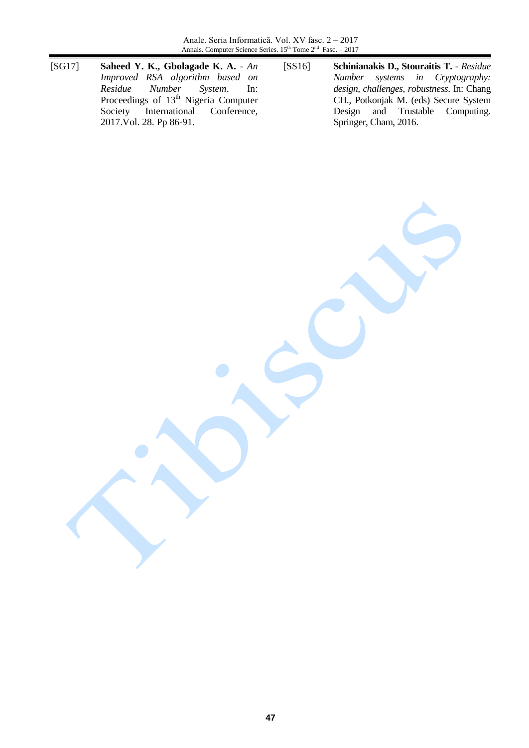[SG17] **Saheed Y. K., Gbolagade K. A.** - *An Improved RSA algorithm based on Residue Number System*. In: Proceedings of 13th Nigeria Computer Society International Conference, 2017.Vol. 28. Pp 86-91.

[SS16] **Schinianakis D., Stouraitis T.** - *Residue Number systems in Cryptography: design, challenges, robustness.* In: Chang CH., Potkonjak M. (eds) Secure System Design and Trustable Computing. Springer, Cham, 2016.